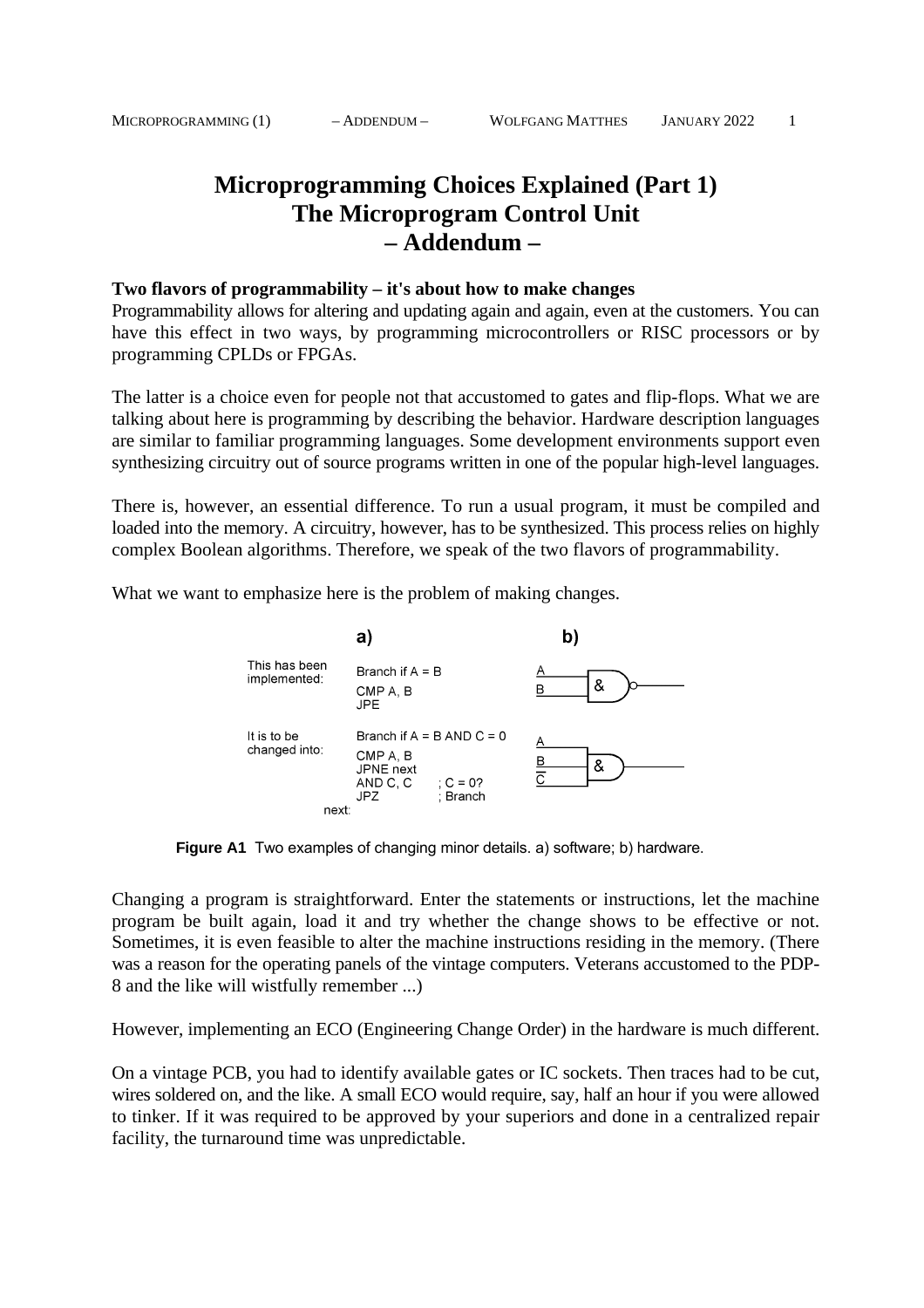// Figure A1: a) software listings, b) hardware gate drawings (gates not transcribed)
# Microprogramming Choices Explained (Part 1)
# The Microprogram Control Unit
# – Addendum –

**Two flavors of programmability – it's about how to make changes**
Programmability allows for altering and updating again and again, even at the customers. You can have this effect in two ways, by programming microcontrollers or RISC processors or by programming CPLDs or FPGAs.

The latter is a choice even for people not that accustomed to gates and flip-flops. What we are talking about here is programming by describing the behavior. Hardware description languages are similar to familiar programming languages. Some development environments support even synthesizing circuitry out of source programs written in one of the popular high-level languages.

There is, however, an essential difference. To run a usual program, it must be compiled and loaded into the memory. A circuitry, however, has to be synthesized. This process relies on highly complex Boolean algorithms. Therefore, we speak of the two flavors of programmability.

What we want to emphasize here is the problem of making changes.

**a)**

This has been implemented:

```
Branch if A = B
CMP A, B
JPE
```

It is to be changed into:

```
      Branch if A = B AND C = 0
      CMP A, B
      JPNE next
      AND C, C     ; C = 0?
      JPZ          ; Branch
next:
```

**b)**

Figure A1 Two examples of changing minor details. a) software; b) hardware.

Changing a program is straightforward. Enter the statements or instructions, let the machine program be built again, load it and try whether the change shows to be effective or not. Sometimes, it is even feasible to alter the machine instructions residing in the memory. (There was a reason for the operating panels of the vintage computers. Veterans accustomed to the PDP-8 and the like will wistfully remember ...)

However, implementing an ECO (Engineering Change Order) in the hardware is much different.

On a vintage PCB, you had to identify available gates or IC sockets. Then traces had to be cut, wires soldered on, and the like. A small ECO would require, say, half an hour if you were allowed to tinker. If it was required to be approved by your superiors and done in a centralized repair facility, the turnaround time was unpredictable.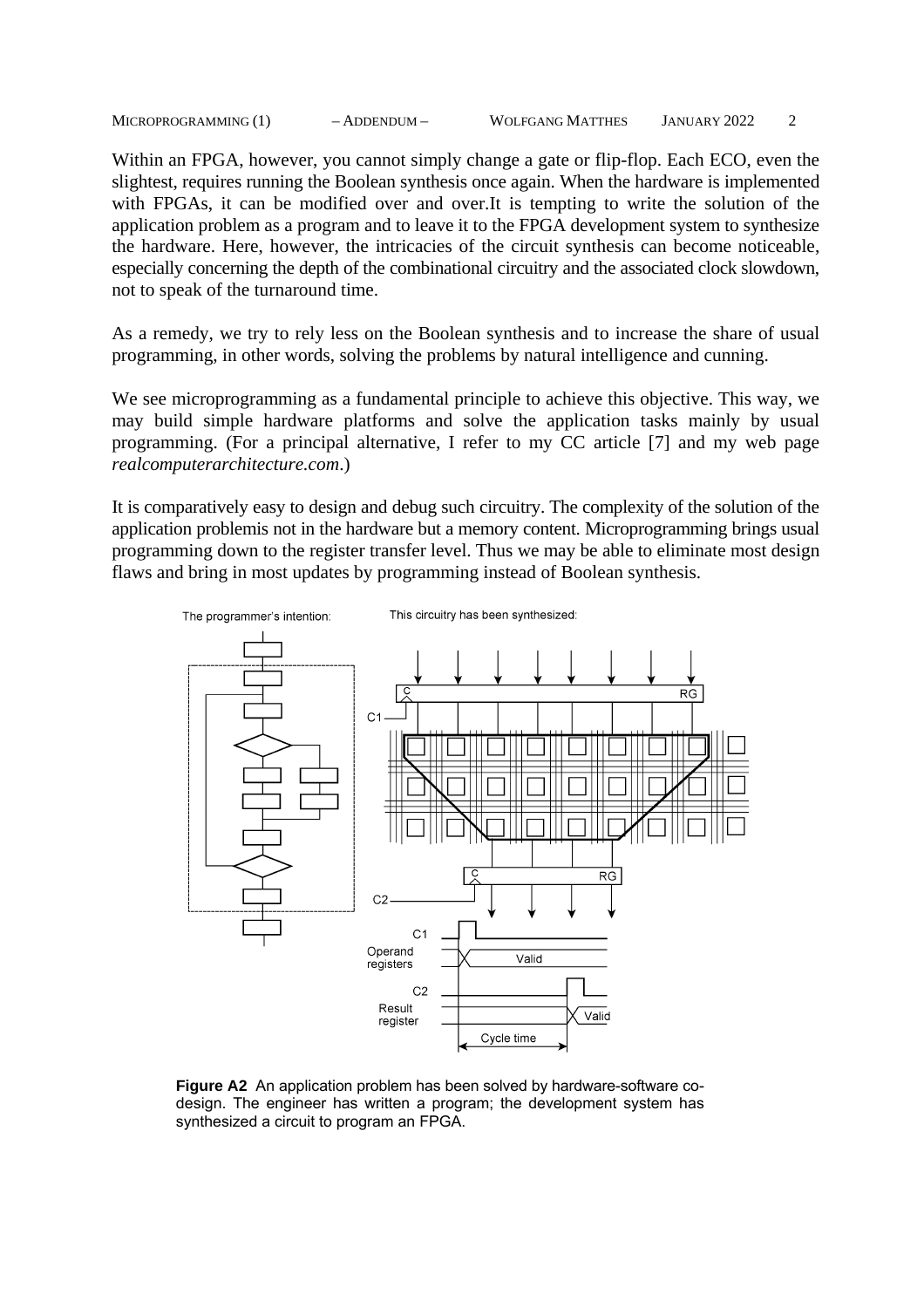Within an FPGA, however, you cannot simply change a gate or flip-flop. Each ECO, even the slightest, requires running the Boolean synthesis once again. When the hardware is implemented with FPGAs, it can be modified over and over.It is tempting to write the solution of the application problem as a program and to leave it to the FPGA development system to synthesize the hardware. Here, however, the intricacies of the circuit synthesis can become noticeable, especially concerning the depth of the combinational circuitry and the associated clock slowdown, not to speak of the turnaround time.

As a remedy, we try to rely less on the Boolean synthesis and to increase the share of usual programming, in other words, solving the problems by natural intelligence and cunning.

We see microprogramming as a fundamental principle to achieve this objective. This way, we may build simple hardware platforms and solve the application tasks mainly by usual programming. (For a principal alternative, I refer to my CC article [7] and my web page *realcomputerarchitecture.com*.)

It is comparatively easy to design and debug such circuitry. The complexity of the solution of the application problemis not in the hardware but a memory content. Microprogramming brings usual programming down to the register transfer level. Thus we may be able to eliminate most design flaws and bring in most updates by programming instead of Boolean synthesis.

**Figure A2** An application problem has been solved by hardware-software co-design. The engineer has written a program; the development system has synthesized a circuit to program an FPGA.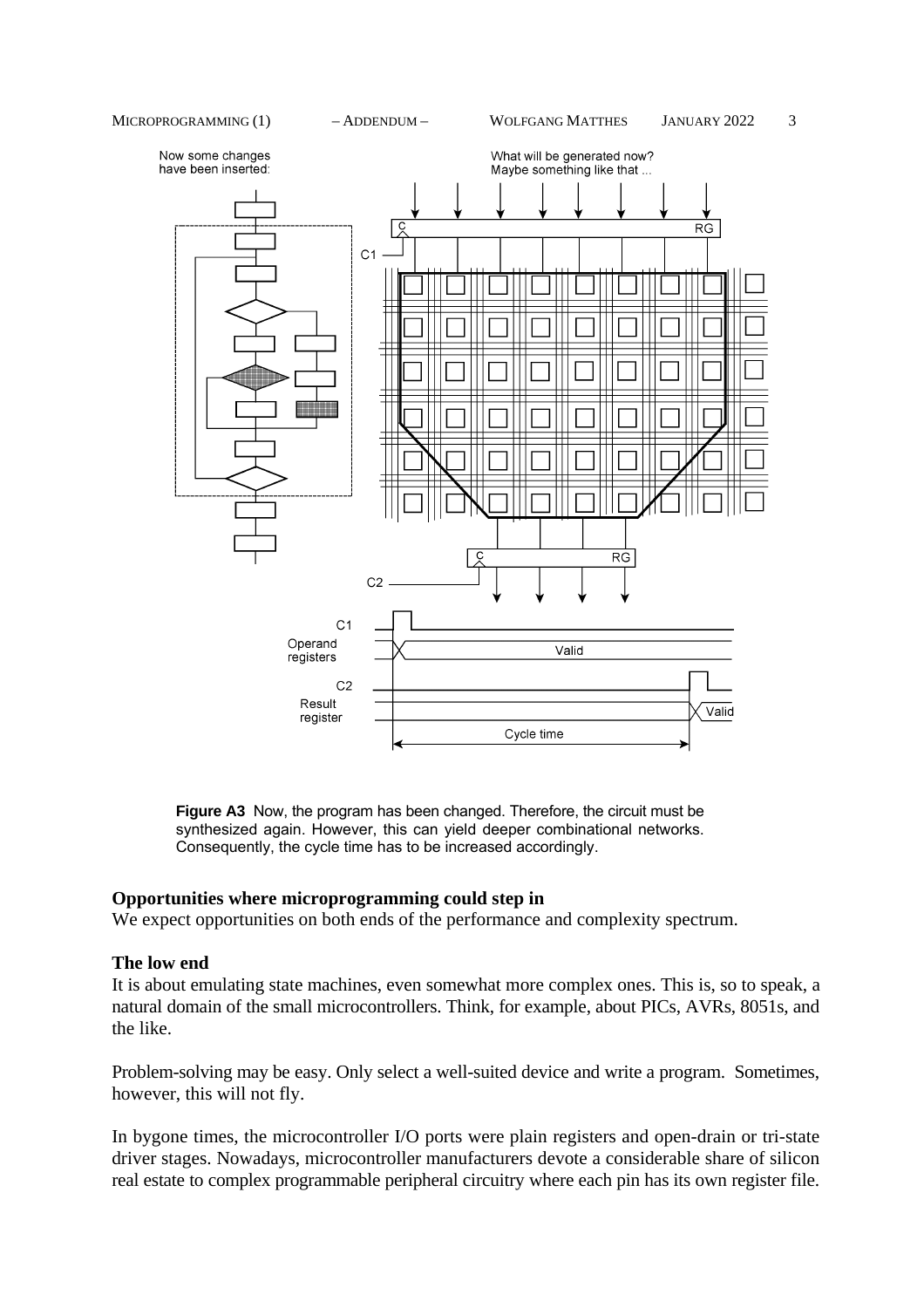**Figure A3** Now, the program has been changed. Therefore, the circuit must be synthesized again. However, this can yield deeper combinational networks. Consequently, the cycle time has to be increased accordingly.

### Opportunities where microprogramming could step in

We expect opportunities on both ends of the performance and complexity spectrum.

#### The low end

It is about emulating state machines, even somewhat more complex ones. This is, so to speak, a natural domain of the small microcontrollers. Think, for example, about PICs, AVRs, 8051s, and the like.

Problem-solving may be easy. Only select a well-suited device and write a program. Sometimes, however, this will not fly.

In bygone times, the microcontroller I/O ports were plain registers and open-drain or tri-state driver stages. Nowadays, microcontroller manufacturers devote a considerable share of silicon real estate to complex programmable peripheral circuitry where each pin has its own register file.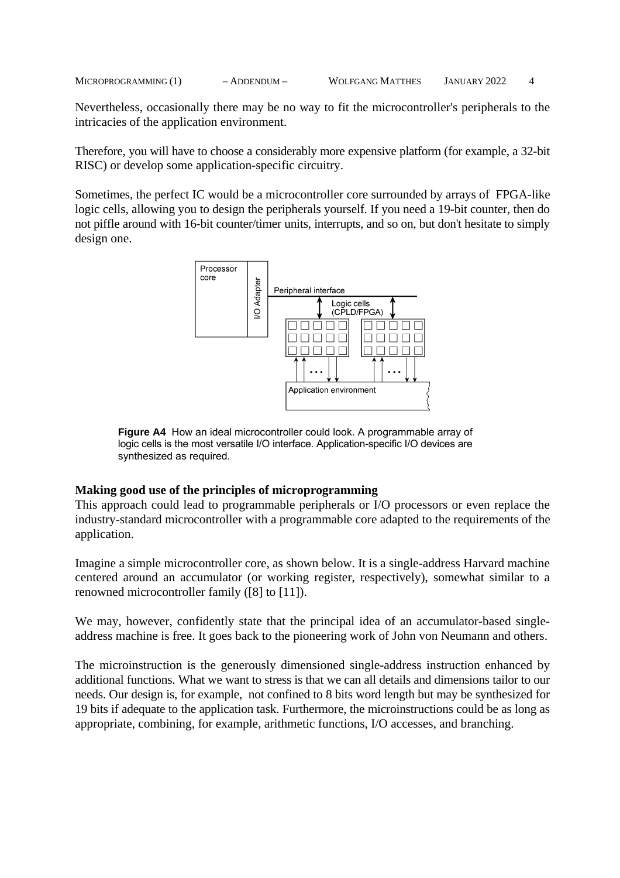Nevertheless, occasionally there may be no way to fit the microcontroller's peripherals to the intricacies of the application environment.

Therefore, you will have to choose a considerably more expensive platform (for example, a 32-bit RISC) or develop some application-specific circuitry.

Sometimes, the perfect IC would be a microcontroller core surrounded by arrays of FPGA-like logic cells, allowing you to design the peripherals yourself. If you need a 19-bit counter, then do not piffle around with 16-bit counter/timer units, interrupts, and so on, but don't hesitate to simply design one.

**Figure A4** How an ideal microcontroller could look. A programmable array of logic cells is the most versatile I/O interface. Application-specific I/O devices are synthesized as required.

### Making good use of the principles of microprogramming

This approach could lead to programmable peripherals or I/O processors or even replace the industry-standard microcontroller with a programmable core adapted to the requirements of the application.

Imagine a simple microcontroller core, as shown below. It is a single-address Harvard machine centered around an accumulator (or working register, respectively), somewhat similar to a renowned microcontroller family ([8] to [11]).

We may, however, confidently state that the principal idea of an accumulator-based single-address machine is free. It goes back to the pioneering work of John von Neumann and others.

The microinstruction is the generously dimensioned single-address instruction enhanced by additional functions. What we want to stress is that we can all details and dimensions tailor to our needs. Our design is, for example, not confined to 8 bits word length but may be synthesized for 19 bits if adequate to the application task. Furthermore, the microinstructions could be as long as appropriate, combining, for example, arithmetic functions, I/O accesses, and branching.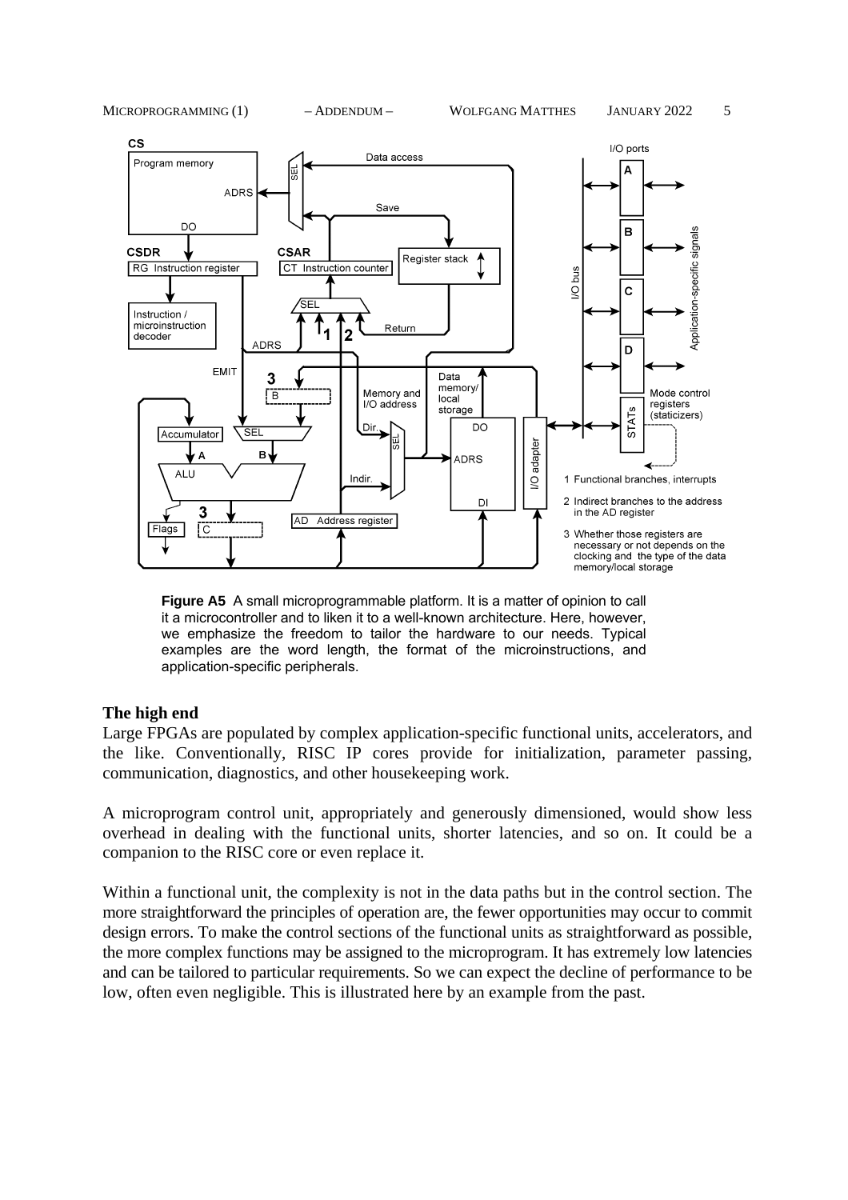**Figure A5** A small microprogrammable platform. It is a matter of opinion to call it a microcontroller and to liken it to a well-known architecture. Here, however, we emphasize the freedom to tailor the hardware to our needs. Typical examples are the word length, the format of the microinstructions, and application-specific peripherals.

### The high end

Large FPGAs are populated by complex application-specific functional units, accelerators, and the like. Conventionally, RISC IP cores provide for initialization, parameter passing, communication, diagnostics, and other housekeeping work.

A microprogram control unit, appropriately and generously dimensioned, would show less overhead in dealing with the functional units, shorter latencies, and so on. It could be a companion to the RISC core or even replace it.

Within a functional unit, the complexity is not in the data paths but in the control section. The more straightforward the principles of operation are, the fewer opportunities may occur to commit design errors. To make the control sections of the functional units as straightforward as possible, the more complex functions may be assigned to the microprogram. It has extremely low latencies and can be tailored to particular requirements. So we can expect the decline of performance to be low, often even negligible. This is illustrated here by an example from the past.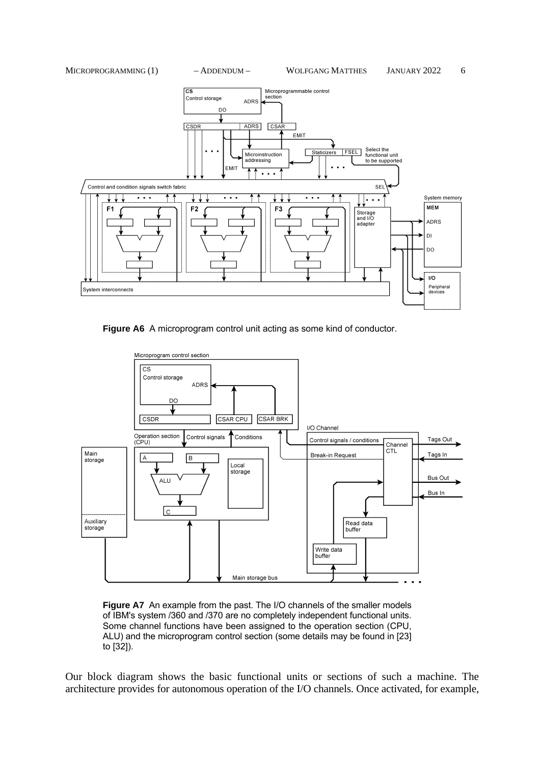**Figure A6** A microprogram control unit acting as some kind of conductor.

**Figure A7** An example from the past. The I/O channels of the smaller models of IBM's system /360 and /370 are no completely independent functional units. Some channel functions have been assigned to the operation section (CPU, ALU) and the microprogram control section (some details may be found in [23] to [32]).

Our block diagram shows the basic functional units or sections of such a machine. The architecture provides for autonomous operation of the I/O channels. Once activated, for example,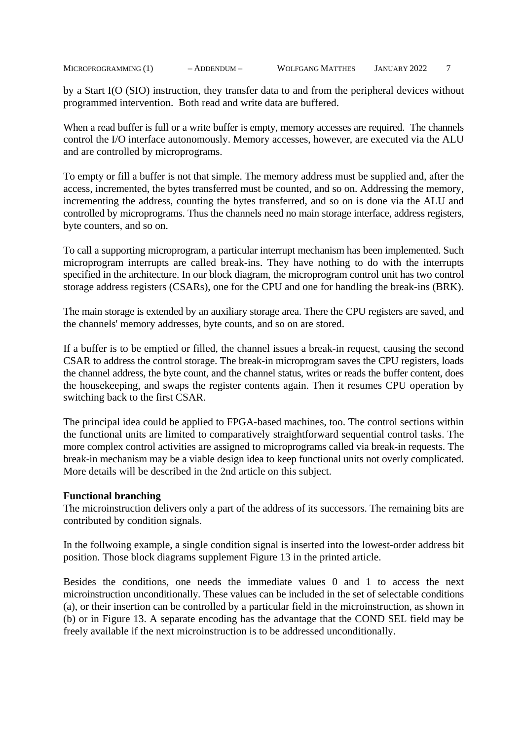by a Start I(O (SIO) instruction, they transfer data to and from the peripheral devices without programmed intervention. Both read and write data are buffered.

When a read buffer is full or a write buffer is empty, memory accesses are required. The channels control the I/O interface autonomously. Memory accesses, however, are executed via the ALU and are controlled by microprograms.

To empty or fill a buffer is not that simple. The memory address must be supplied and, after the access, incremented, the bytes transferred must be counted, and so on. Addressing the memory, incrementing the address, counting the bytes transferred, and so on is done via the ALU and controlled by microprograms. Thus the channels need no main storage interface, address registers, byte counters, and so on.

To call a supporting microprogram, a particular interrupt mechanism has been implemented. Such microprogram interrupts are called break-ins. They have nothing to do with the interrupts specified in the architecture. In our block diagram, the microprogram control unit has two control storage address registers (CSARs), one for the CPU and one for handling the break-ins (BRK).

The main storage is extended by an auxiliary storage area. There the CPU registers are saved, and the channels' memory addresses, byte counts, and so on are stored.

If a buffer is to be emptied or filled, the channel issues a break-in request, causing the second CSAR to address the control storage. The break-in microprogram saves the CPU registers, loads the channel address, the byte count, and the channel status, writes or reads the buffer content, does the housekeeping, and swaps the register contents again. Then it resumes CPU operation by switching back to the first CSAR.

The principal idea could be applied to FPGA-based machines, too. The control sections within the functional units are limited to comparatively straightforward sequential control tasks. The more complex control activities are assigned to microprograms called via break-in requests. The break-in mechanism may be a viable design idea to keep functional units not overly complicated. More details will be described in the 2nd article on this subject.

**Functional branching**

The microinstruction delivers only a part of the address of its successors. The remaining bits are contributed by condition signals.

In the follwoing example, a single condition signal is inserted into the lowest-order address bit position. Those block diagrams supplement Figure 13 in the printed article.

Besides the conditions, one needs the immediate values 0 and 1 to access the next microinstruction unconditionally. These values can be included in the set of selectable conditions (a), or their insertion can be controlled by a particular field in the microinstruction, as shown in (b) or in Figure 13. A separate encoding has the advantage that the COND SEL field may be freely available if the next microinstruction is to be addressed unconditionally.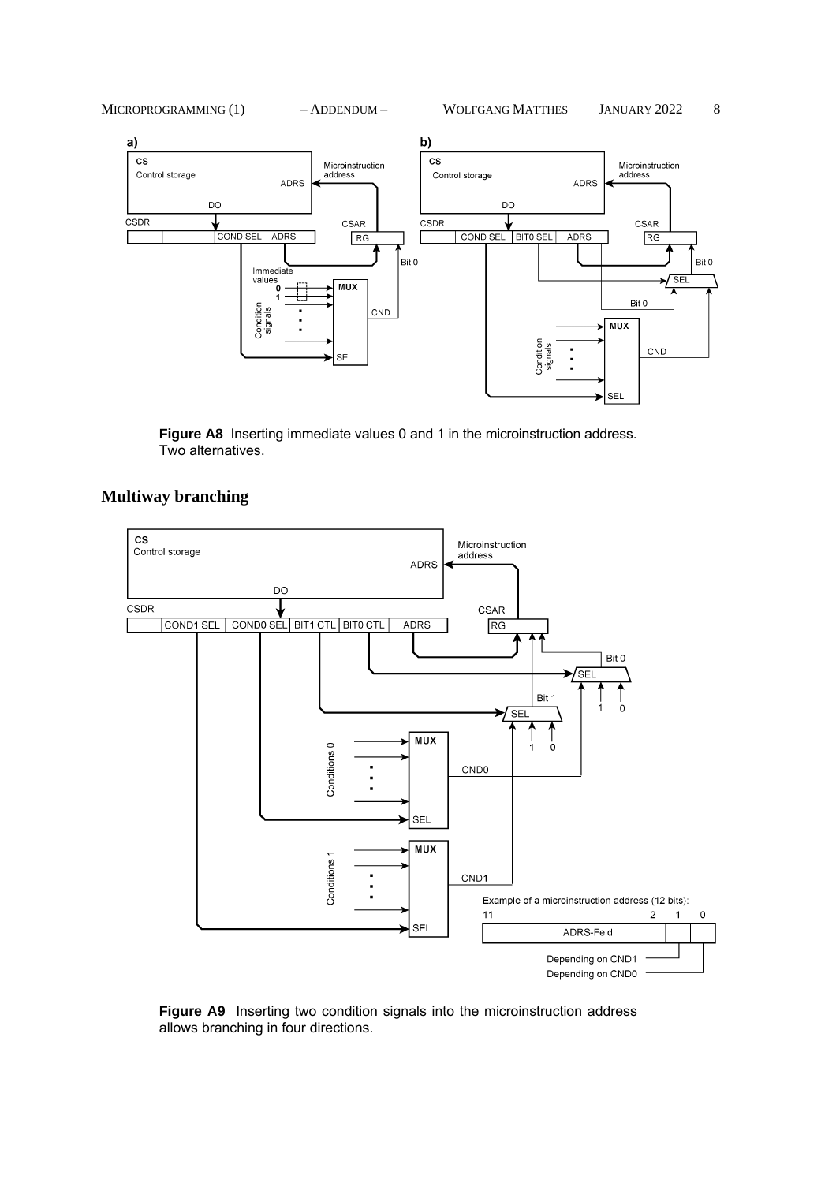**Figure A8** Inserting immediate values 0 and 1 in the microinstruction address. Two alternatives.

## Multiway branching

**Figure A9** Inserting two condition signals into the microinstruction address allows branching in four directions.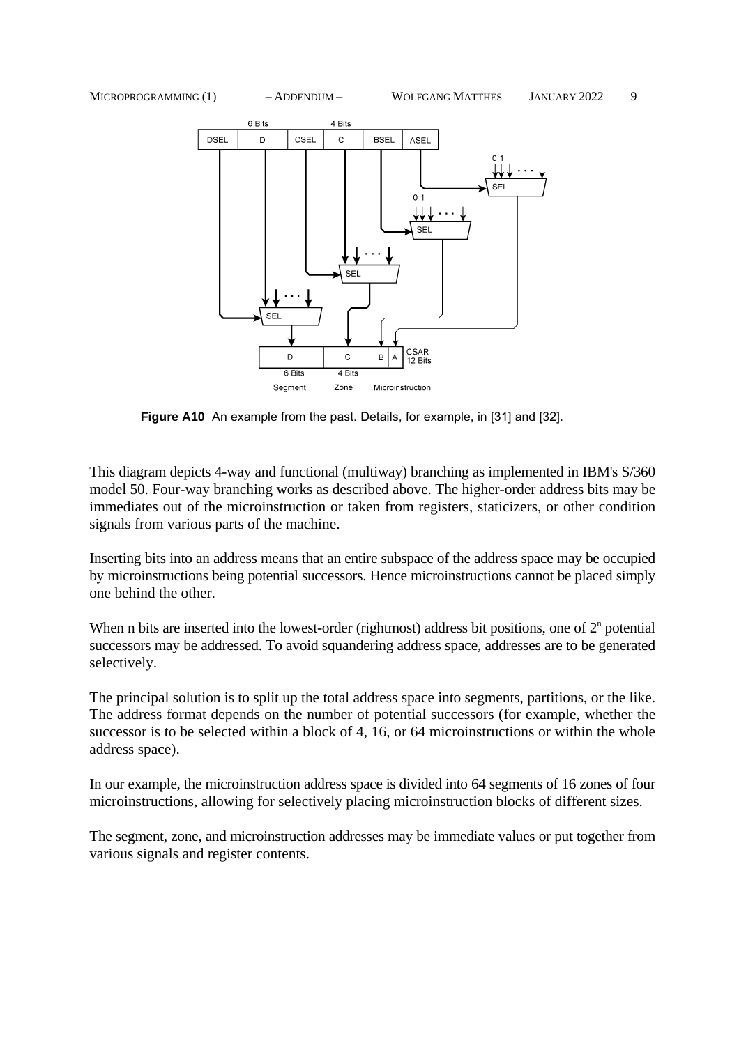**Figure A10** An example from the past. Details, for example, in [31] and [32].

This diagram depicts 4-way and functional (multiway) branching as implemented in IBM's S/360 model 50. Four-way branching works as described above. The higher-order address bits may be immediates out of the microinstruction or taken from registers, staticizers, or other condition signals from various parts of the machine.

Inserting bits into an address means that an entire subspace of the address space may be occupied by microinstructions being potential successors. Hence microinstructions cannot be placed simply one behind the other.

When n bits are inserted into the lowest-order (rightmost) address bit positions, one of $2^n$ potential successors may be addressed. To avoid squandering address space, addresses are to be generated selectively.

The principal solution is to split up the total address space into segments, partitions, or the like. The address format depends on the number of potential successors (for example, whether the successor is to be selected within a block of 4, 16, or 64 microinstructions or within the whole address space).

In our example, the microinstruction address space is divided into 64 segments of 16 zones of four microinstructions, allowing for selectively placing microinstruction blocks of different sizes.

The segment, zone, and microinstruction addresses may be immediate values or put together from various signals and register contents.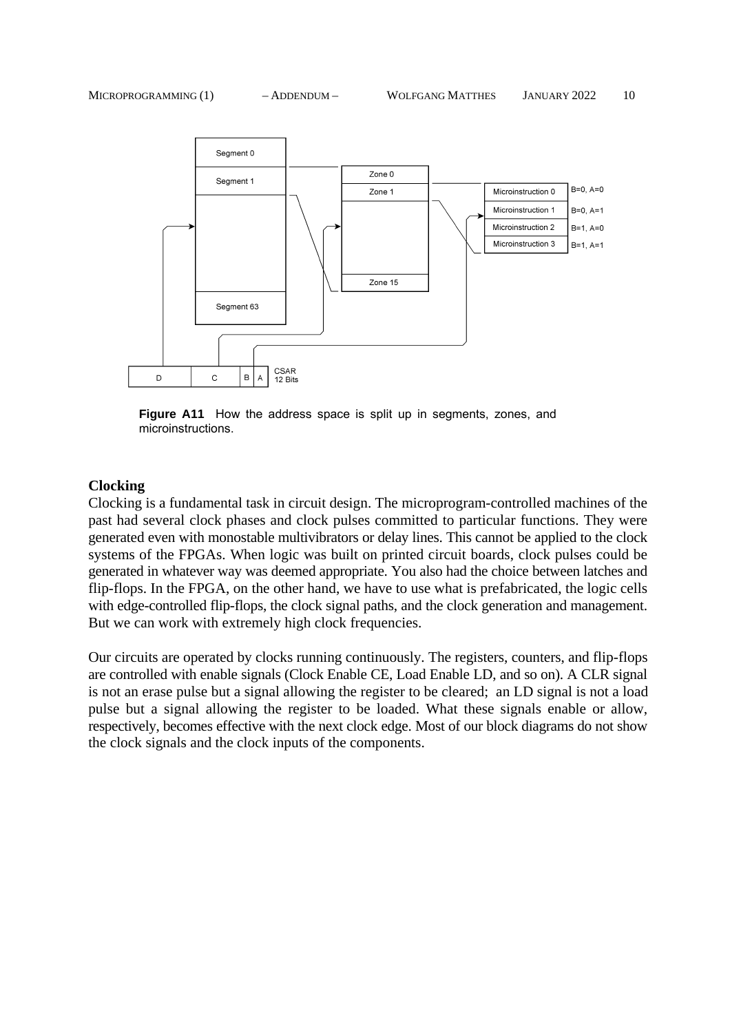Figure A11 How the address space is split up in segments, zones, and microinstructions.

**Clocking**

Clocking is a fundamental task in circuit design. The microprogram-controlled machines of the past had several clock phases and clock pulses committed to particular functions. They were generated even with monostable multivibrators or delay lines. This cannot be applied to the clock systems of the FPGAs. When logic was built on printed circuit boards, clock pulses could be generated in whatever way was deemed appropriate. You also had the choice between latches and flip-flops. In the FPGA, on the other hand, we have to use what is prefabricated, the logic cells with edge-controlled flip-flops, the clock signal paths, and the clock generation and management. But we can work with extremely high clock frequencies.

Our circuits are operated by clocks running continuously. The registers, counters, and flip-flops are controlled with enable signals (Clock Enable CE, Load Enable LD, and so on). A CLR signal is not an erase pulse but a signal allowing the register to be cleared; an LD signal is not a load pulse but a signal allowing the register to be loaded. What these signals enable or allow, respectively, becomes effective with the next clock edge. Most of our block diagrams do not show the clock signals and the clock inputs of the components.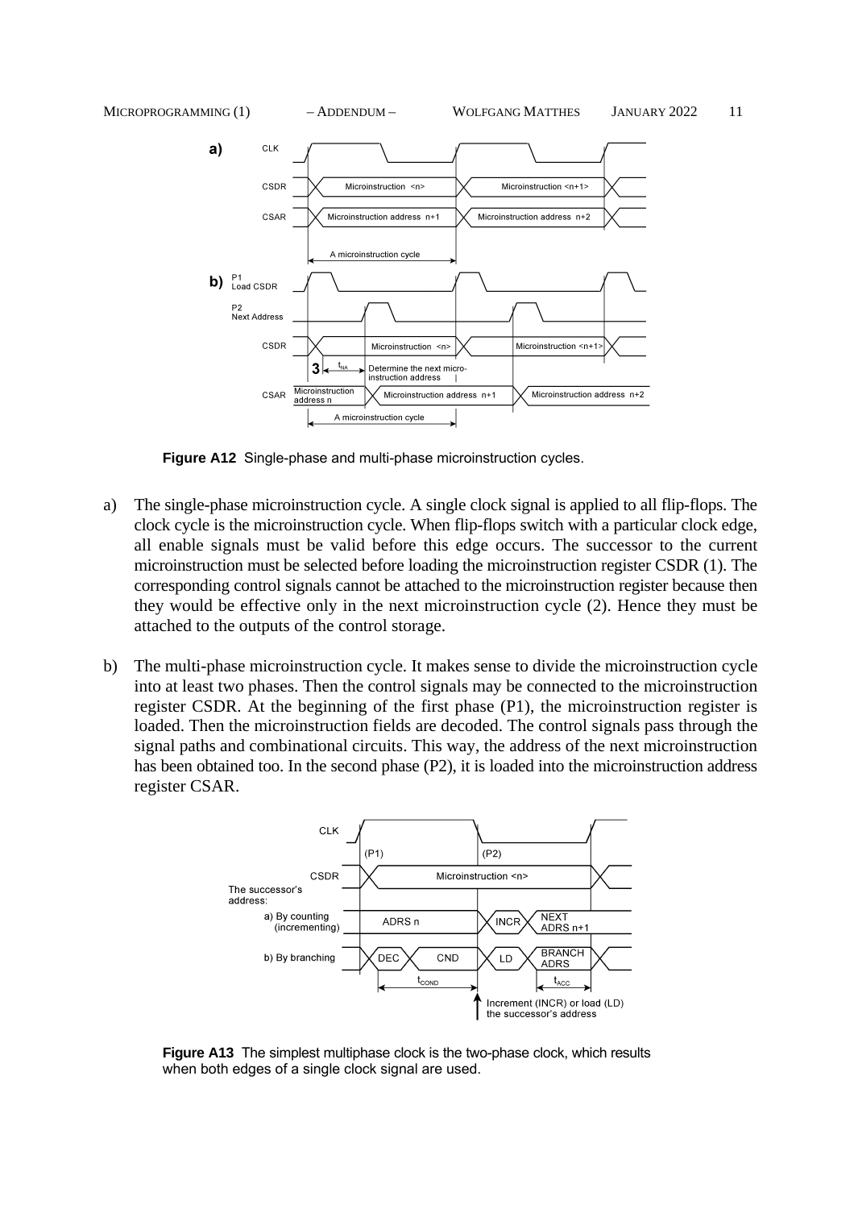**Figure A12** Single-phase and multi-phase microinstruction cycles.

a) The single-phase microinstruction cycle. A single clock signal is applied to all flip-flops. The clock cycle is the microinstruction cycle. When flip-flops switch with a particular clock edge, all enable signals must be valid before this edge occurs. The successor to the current microinstruction must be selected before loading the microinstruction register CSDR (1). The corresponding control signals cannot be attached to the microinstruction register because then they would be effective only in the next microinstruction cycle (2). Hence they must be attached to the outputs of the control storage.

b) The multi-phase microinstruction cycle. It makes sense to divide the microinstruction cycle into at least two phases. Then the control signals may be connected to the microinstruction register CSDR. At the beginning of the first phase (P1), the microinstruction register is loaded. Then the microinstruction fields are decoded. The control signals pass through the signal paths and combinational circuits. This way, the address of the next microinstruction has been obtained too. In the second phase (P2), it is loaded into the microinstruction address register CSAR.

**Figure A13** The simplest multiphase clock is the two-phase clock, which results when both edges of a single clock signal are used.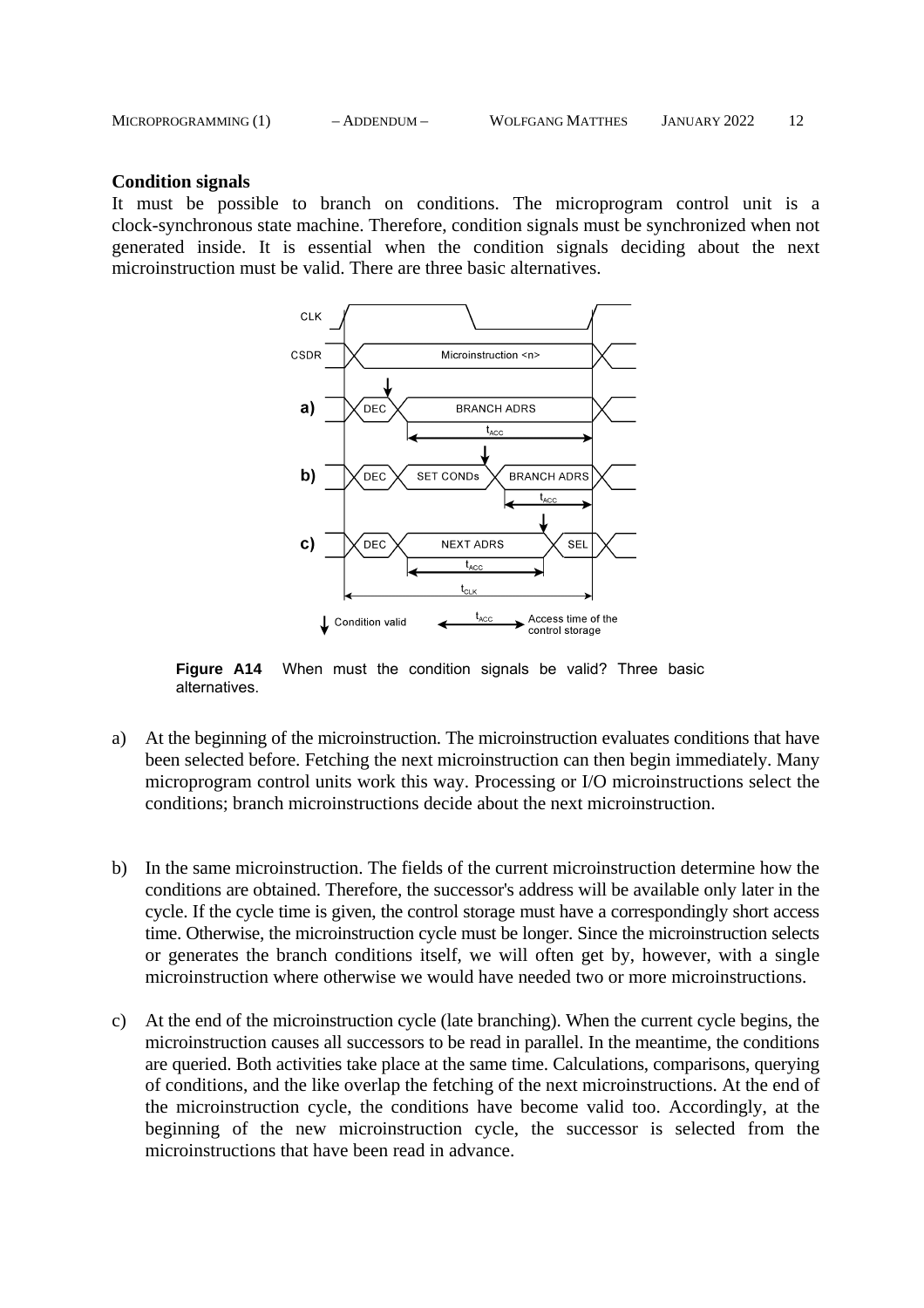**Condition signals**

It must be possible to branch on conditions. The microprogram control unit is a clock-synchronous state machine. Therefore, condition signals must be synchronized when not generated inside. It is essential when the condition signals deciding about the next microinstruction must be valid. There are three basic alternatives.

**Figure A14** When must the condition signals be valid? Three basic alternatives.

a) At the beginning of the microinstruction. The microinstruction evaluates conditions that have been selected before. Fetching the next microinstruction can then begin immediately. Many microprogram control units work this way. Processing or I/O microinstructions select the conditions; branch microinstructions decide about the next microinstruction.

b) In the same microinstruction. The fields of the current microinstruction determine how the conditions are obtained. Therefore, the successor's address will be available only later in the cycle. If the cycle time is given, the control storage must have a correspondingly short access time. Otherwise, the microinstruction cycle must be longer. Since the microinstruction selects or generates the branch conditions itself, we will often get by, however, with a single microinstruction where otherwise we would have needed two or more microinstructions.

c) At the end of the microinstruction cycle (late branching). When the current cycle begins, the microinstruction causes all successors to be read in parallel. In the meantime, the conditions are queried. Both activities take place at the same time. Calculations, comparisons, querying of conditions, and the like overlap the fetching of the next microinstructions. At the end of the microinstruction cycle, the conditions have become valid too. Accordingly, at the beginning of the new microinstruction cycle, the successor is selected from the microinstructions that have been read in advance.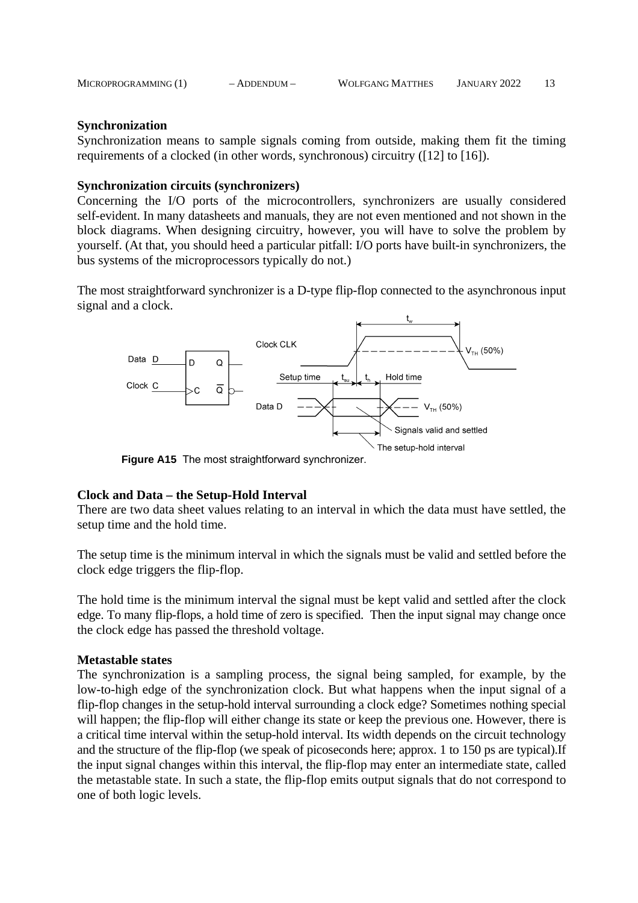**Synchronization**

Synchronization means to sample signals coming from outside, making them fit the timing requirements of a clocked (in other words, synchronous) circuitry ([12] to [16]).

**Synchronization circuits (synchronizers)**

Concerning the I/O ports of the microcontrollers, synchronizers are usually considered self-evident. In many datasheets and manuals, they are not even mentioned and not shown in the block diagrams. When designing circuitry, however, you will have to solve the problem by yourself. (At that, you should heed a particular pitfall: I/O ports have built-in synchronizers, the bus systems of the microprocessors typically do not.)

The most straightforward synchronizer is a D-type flip-flop connected to the asynchronous input signal and a clock.

**Figure A15** The most straightforward synchronizer.

**Clock and Data – the Setup-Hold Interval**

There are two data sheet values relating to an interval in which the data must have settled, the setup time and the hold time.

The setup time is the minimum interval in which the signals must be valid and settled before the clock edge triggers the flip-flop.

The hold time is the minimum interval the signal must be kept valid and settled after the clock edge. To many flip-flops, a hold time of zero is specified. Then the input signal may change once the clock edge has passed the threshold voltage.

**Metastable states**

The synchronization is a sampling process, the signal being sampled, for example, by the low-to-high edge of the synchronization clock. But what happens when the input signal of a flip-flop changes in the setup-hold interval surrounding a clock edge? Sometimes nothing special will happen; the flip-flop will either change its state or keep the previous one. However, there is a critical time interval within the setup-hold interval. Its width depends on the circuit technology and the structure of the flip-flop (we speak of picoseconds here; approx. 1 to 150 ps are typical).If the input signal changes within this interval, the flip-flop may enter an intermediate state, called the metastable state. In such a state, the flip-flop emits output signals that do not correspond to one of both logic levels.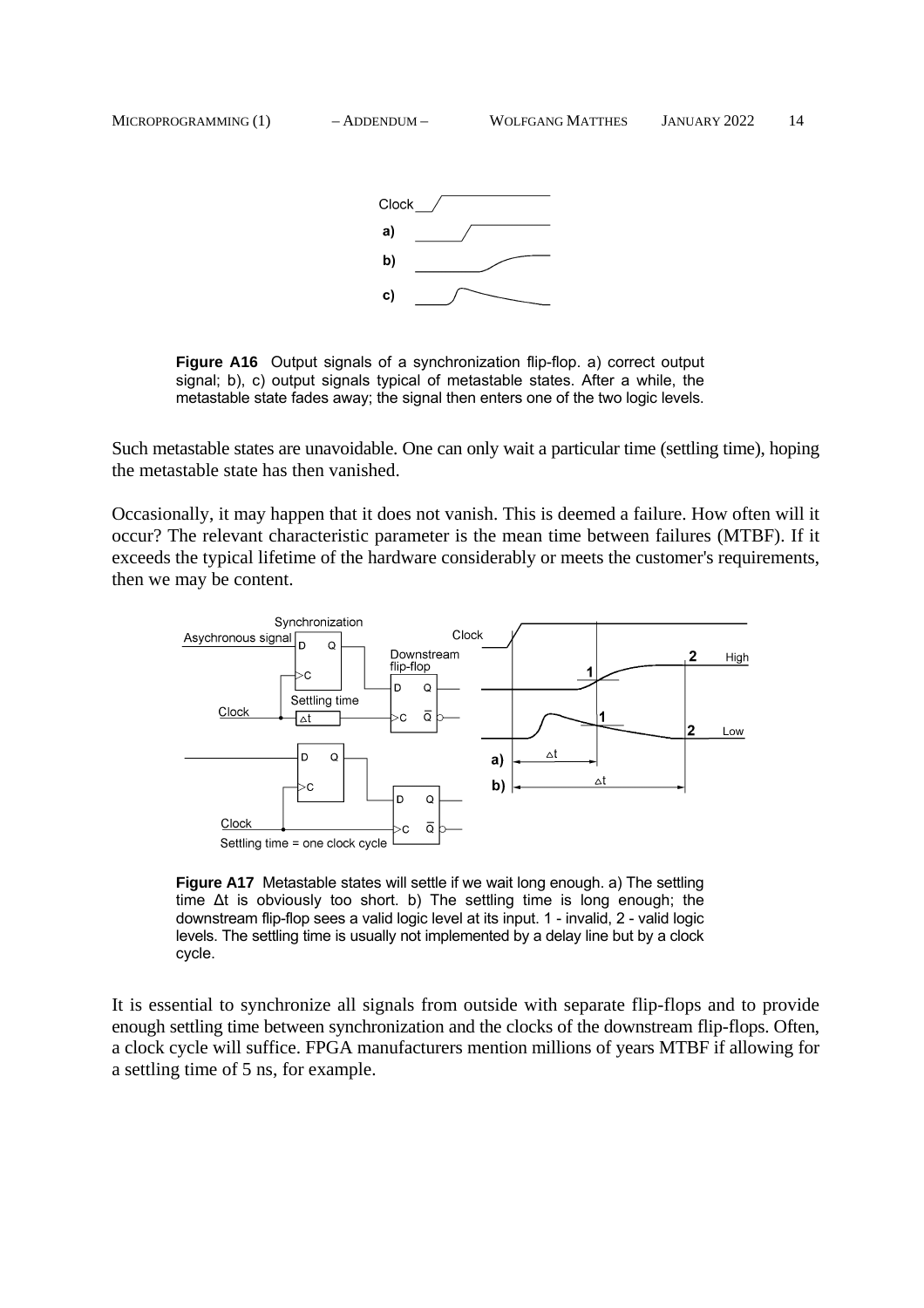**Figure A16** Output signals of a synchronization flip-flop. a) correct output signal; b), c) output signals typical of metastable states. After a while, the metastable state fades away; the signal then enters one of the two logic levels.

Such metastable states are unavoidable. One can only wait a particular time (settling time), hoping the metastable state has then vanished.

Occasionally, it may happen that it does not vanish. This is deemed a failure. How often will it occur? The relevant characteristic parameter is the mean time between failures (MTBF). If it exceeds the typical lifetime of the hardware considerably or meets the customer's requirements, then we may be content.

**Figure A17** Metastable states will settle if we wait long enough. a) The settling time Δt is obviously too short. b) The settling time is long enough; the downstream flip-flop sees a valid logic level at its input. 1 - invalid, 2 - valid logic levels. The settling time is usually not implemented by a delay line but by a clock cycle.

It is essential to synchronize all signals from outside with separate flip-flops and to provide enough settling time between synchronization and the clocks of the downstream flip-flops. Often, a clock cycle will suffice. FPGA manufacturers mention millions of years MTBF if allowing for a settling time of 5 ns, for example.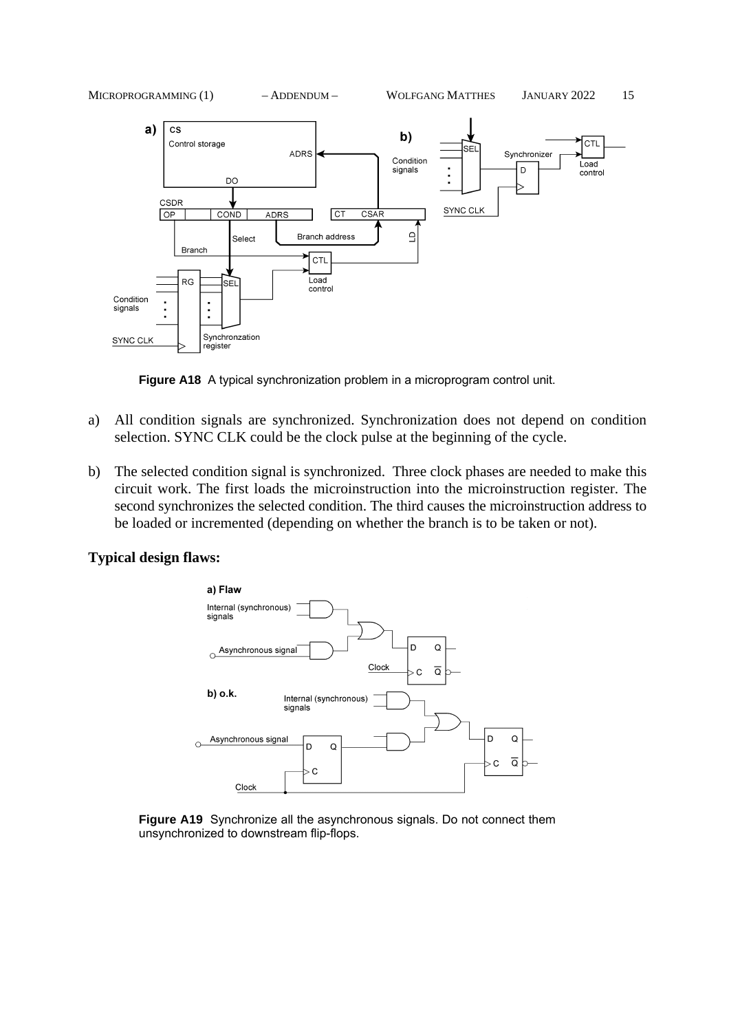**Figure A18** A typical synchronization problem in a microprogram control unit.

a) All condition signals are synchronized. Synchronization does not depend on condition selection. SYNC CLK could be the clock pulse at the beginning of the cycle.

b) The selected condition signal is synchronized. Three clock phases are needed to make this circuit work. The first loads the microinstruction into the microinstruction register. The second synchronizes the selected condition. The third causes the microinstruction address to be loaded or incremented (depending on whether the branch is to be taken or not).

**Typical design flaws:**

**Figure A19** Synchronize all the asynchronous signals. Do not connect them unsynchronized to downstream flip-flops.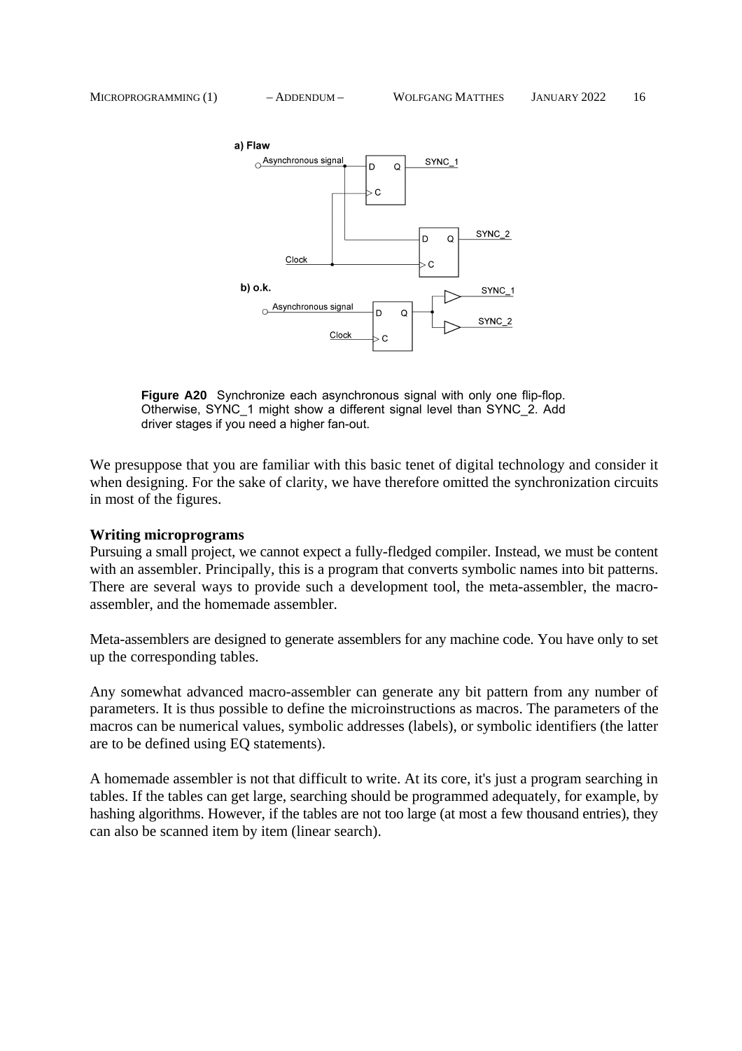**Figure A20** Synchronize each asynchronous signal with only one flip-flop. Otherwise, SYNC_1 might show a different signal level than SYNC_2. Add driver stages if you need a higher fan-out.

We presuppose that you are familiar with this basic tenet of digital technology and consider it when designing. For the sake of clarity, we have therefore omitted the synchronization circuits in most of the figures.

**Writing microprograms**

Pursuing a small project, we cannot expect a fully-fledged compiler. Instead, we must be content with an assembler. Principally, this is a program that converts symbolic names into bit patterns. There are several ways to provide such a development tool, the meta-assembler, the macro-assembler, and the homemade assembler.

Meta-assemblers are designed to generate assemblers for any machine code. You have only to set up the corresponding tables.

Any somewhat advanced macro-assembler can generate any bit pattern from any number of parameters. It is thus possible to define the microinstructions as macros. The parameters of the macros can be numerical values, symbolic addresses (labels), or symbolic identifiers (the latter are to be defined using EQ statements).

A homemade assembler is not that difficult to write. At its core, it's just a program searching in tables. If the tables can get large, searching should be programmed adequately, for example, by hashing algorithms. However, if the tables are not too large (at most a few thousand entries), they can also be scanned item by item (linear search).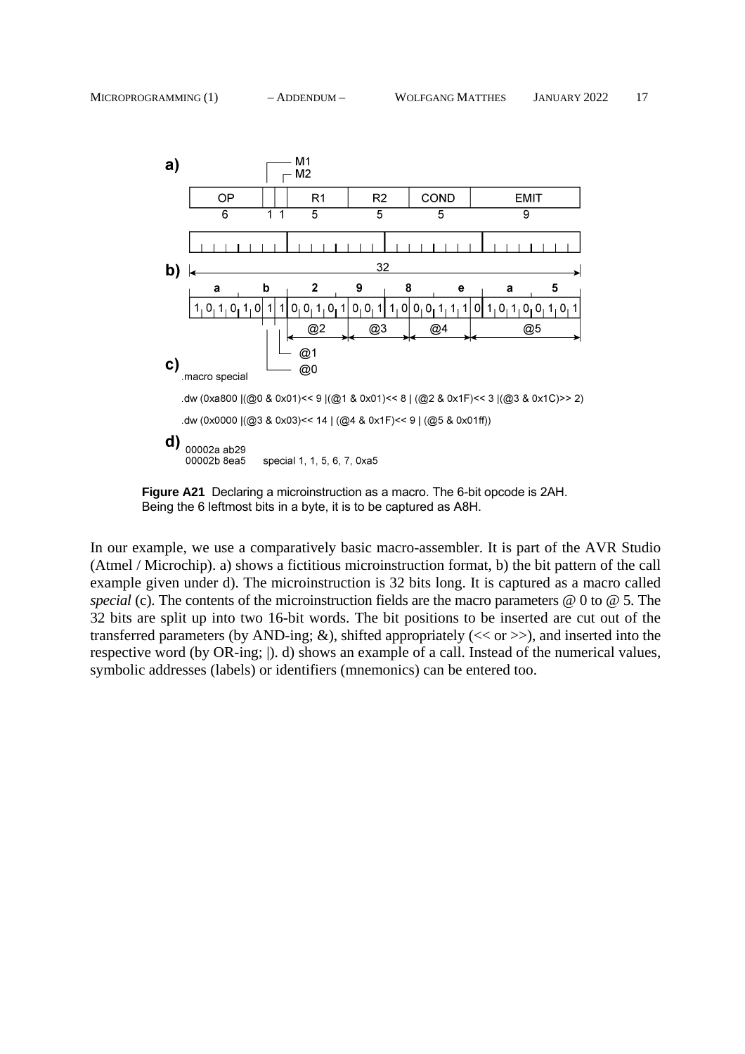**a)**

| OP | M1 | M2 | R1 | R2 | COND | EMIT |
|---|---|---|---|---|---|---|
| 6 | 1 | 1 | 5 | 5 | 5 | 9 |

**b)** 32 bits

```
   a       b       2       9       8       e       a       5
1 0 1 0 1 0 1 1 0 0 1 0 1 0 0 1 1 0 0 0 1 1 1 0 1 0 1 0 0 1 0 1
            @0 @1 |   @2    |   @3    |   @4    |      @5
```

**c)**

```
.macro special
.dw (0xa800 |(@0 & 0x01)<< 9 |(@1 & 0x01)<< 8 | (@2 & 0x1F)<< 3 |(@3 & 0x1C)>> 2)
.dw (0x0000 |(@3 & 0x03)<< 14 | (@4 & 0x1F)<< 9 | (@5 & 0x01ff))
```

**d)**

```
00002a ab29
00002b 8ea5      special 1, 1, 5, 6, 7, 0xa5
```

**Figure A21** Declaring a microinstruction as a macro. The 6-bit opcode is 2AH. Being the 6 leftmost bits in a byte, it is to be captured as A8H.

In our example, we use a comparatively basic macro-assembler. It is part of the AVR Studio (Atmel / Microchip). a) shows a fictitious microinstruction format, b) the bit pattern of the call example given under d). The microinstruction is 32 bits long. It is captured as a macro called *special* (c). The contents of the microinstruction fields are the macro parameters @ 0 to @ 5. The 32 bits are split up into two 16-bit words. The bit positions to be inserted are cut out of the transferred parameters (by AND-ing; &), shifted appropriately (<< or >>), and inserted into the respective word (by OR-ing; |). d) shows an example of a call. Instead of the numerical values, symbolic addresses (labels) or identifiers (mnemonics) can be entered too.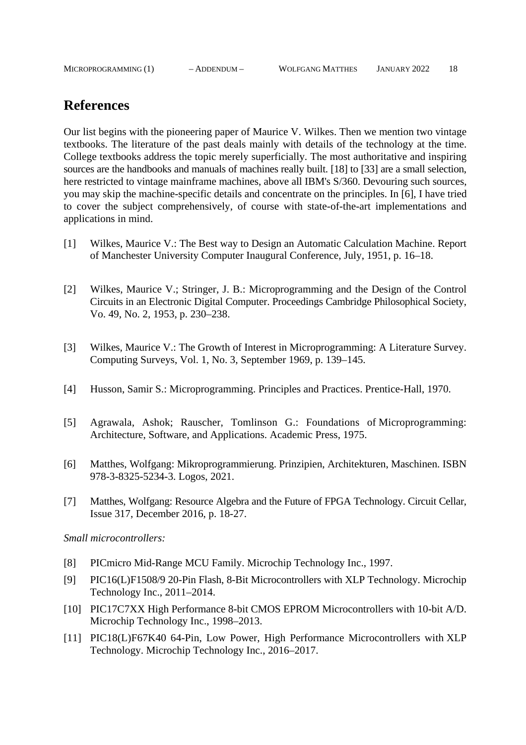# References

Our list begins with the pioneering paper of Maurice V. Wilkes. Then we mention two vintage textbooks. The literature of the past deals mainly with details of the technology at the time. College textbooks address the topic merely superficially. The most authoritative and inspiring sources are the handbooks and manuals of machines really built. [18] to [33] are a small selection, here restricted to vintage mainframe machines, above all IBM's S/360. Devouring such sources, you may skip the machine-specific details and concentrate on the principles. In [6], I have tried to cover the subject comprehensively, of course with state-of-the-art implementations and applications in mind.

[1] Wilkes, Maurice V.: The Best way to Design an Automatic Calculation Machine. Report of Manchester University Computer Inaugural Conference, July, 1951, p. 16–18.

[2] Wilkes, Maurice V.; Stringer, J. B.: Microprogramming and the Design of the Control Circuits in an Electronic Digital Computer. Proceedings Cambridge Philosophical Society, Vo. 49, No. 2, 1953, p. 230–238.

[3] Wilkes, Maurice V.: The Growth of Interest in Microprogramming: A Literature Survey. Computing Surveys, Vol. 1, No. 3, September 1969, p. 139–145.

[4] Husson, Samir S.: Microprogramming. Principles and Practices. Prentice-Hall, 1970.

[5] Agrawala, Ashok; Rauscher, Tomlinson G.: Foundations of Microprogramming: Architecture, Software, and Applications. Academic Press, 1975.

[6] Matthes, Wolfgang: Mikroprogrammierung. Prinzipien, Architekturen, Maschinen. ISBN 978-3-8325-5234-3. Logos, 2021.

[7] Matthes, Wolfgang: Resource Algebra and the Future of FPGA Technology. Circuit Cellar, Issue 317, December 2016, p. 18-27.

*Small microcontrollers:*

[8] PICmicro Mid-Range MCU Family. Microchip Technology Inc., 1997.

[9] PIC16(L)F1508/9 20-Pin Flash, 8-Bit Microcontrollers with XLP Technology. Microchip Technology Inc., 2011–2014.

[10] PIC17C7XX High Performance 8-bit CMOS EPROM Microcontrollers with 10-bit A/D. Microchip Technology Inc., 1998–2013.

[11] PIC18(L)F67K40 64-Pin, Low Power, High Performance Microcontrollers with XLP Technology. Microchip Technology Inc., 2016–2017.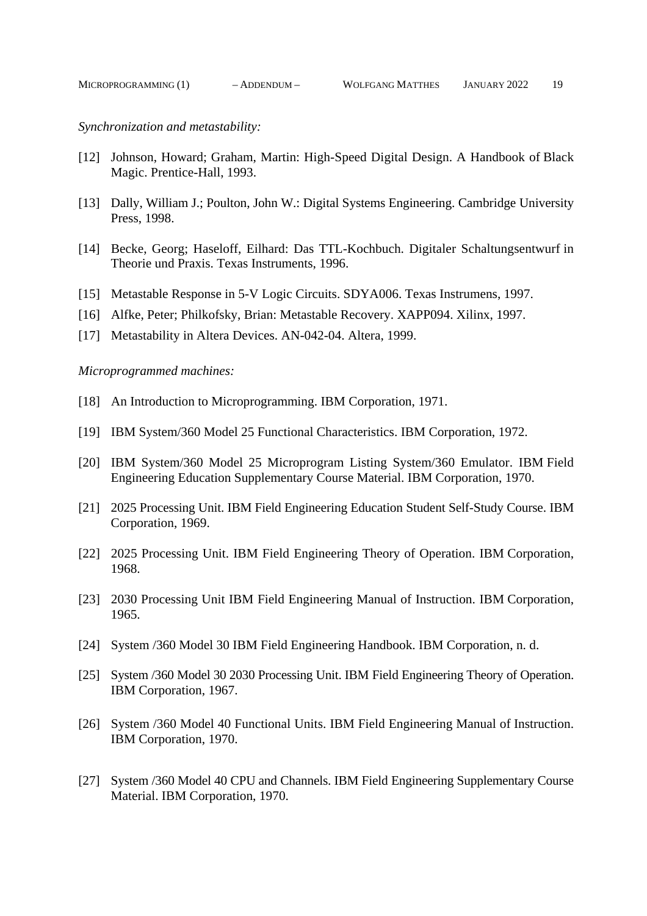*Synchronization and metastability:*

[12] Johnson, Howard; Graham, Martin: High-Speed Digital Design. A Handbook of Black Magic. Prentice-Hall, 1993.

[13] Dally, William J.; Poulton, John W.: Digital Systems Engineering. Cambridge University Press, 1998.

[14] Becke, Georg; Haseloff, Eilhard: Das TTL-Kochbuch. Digitaler Schaltungsentwurf in Theorie und Praxis. Texas Instruments, 1996.

[15] Metastable Response in 5-V Logic Circuits. SDYA006. Texas Instrumens, 1997.

[16] Alfke, Peter; Philkofsky, Brian: Metastable Recovery. XAPP094. Xilinx, 1997.

[17] Metastability in Altera Devices. AN-042-04. Altera, 1999.

*Microprogrammed machines:*

[18] An Introduction to Microprogramming. IBM Corporation, 1971.

[19] IBM System/360 Model 25 Functional Characteristics. IBM Corporation, 1972.

[20] IBM System/360 Model 25 Microprogram Listing System/360 Emulator. IBM Field Engineering Education Supplementary Course Material. IBM Corporation, 1970.

[21] 2025 Processing Unit. IBM Field Engineering Education Student Self-Study Course. IBM Corporation, 1969.

[22] 2025 Processing Unit. IBM Field Engineering Theory of Operation. IBM Corporation, 1968.

[23] 2030 Processing Unit IBM Field Engineering Manual of Instruction. IBM Corporation, 1965.

[24] System /360 Model 30 IBM Field Engineering Handbook. IBM Corporation, n. d.

[25] System /360 Model 30 2030 Processing Unit. IBM Field Engineering Theory of Operation. IBM Corporation, 1967.

[26] System /360 Model 40 Functional Units. IBM Field Engineering Manual of Instruction. IBM Corporation, 1970.

[27] System /360 Model 40 CPU and Channels. IBM Field Engineering Supplementary Course Material. IBM Corporation, 1970.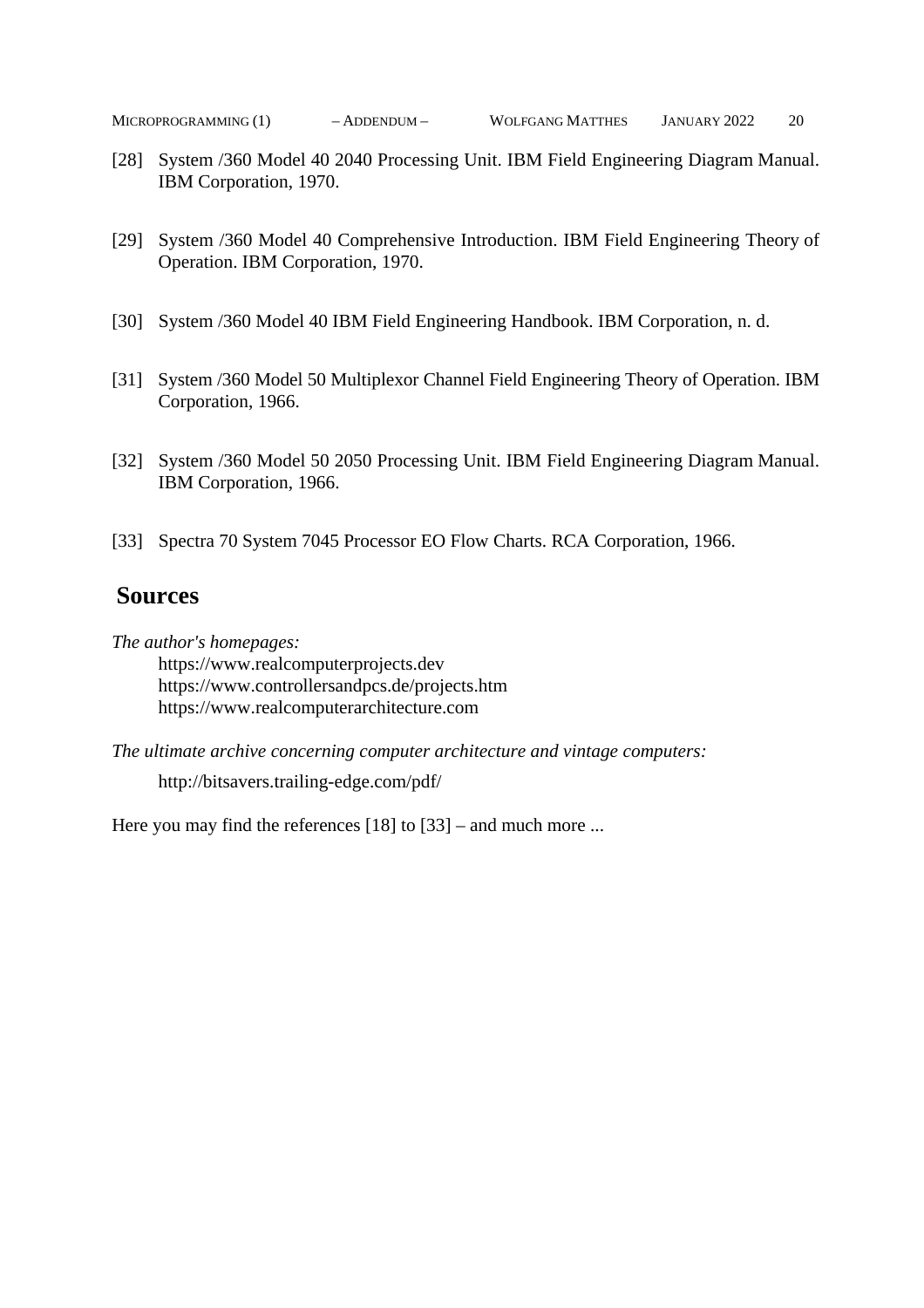[28] System /360 Model 40 2040 Processing Unit. IBM Field Engineering Diagram Manual. IBM Corporation, 1970.

[29] System /360 Model 40 Comprehensive Introduction. IBM Field Engineering Theory of Operation. IBM Corporation, 1970.

[30] System /360 Model 40 IBM Field Engineering Handbook. IBM Corporation, n. d.

[31] System /360 Model 50 Multiplexor Channel Field Engineering Theory of Operation. IBM Corporation, 1966.

[32] System /360 Model 50 2050 Processing Unit. IBM Field Engineering Diagram Manual. IBM Corporation, 1966.

[33] Spectra 70 System 7045 Processor EO Flow Charts. RCA Corporation, 1966.

## Sources

*The author's homepages:*

https://www.realcomputerprojects.dev
https://www.controllersandpcs.de/projects.htm
https://www.realcomputerarchitecture.com

*The ultimate archive concerning computer architecture and vintage computers:*

http://bitsavers.trailing-edge.com/pdf/

Here you may find the references [18] to [33] – and much more ...